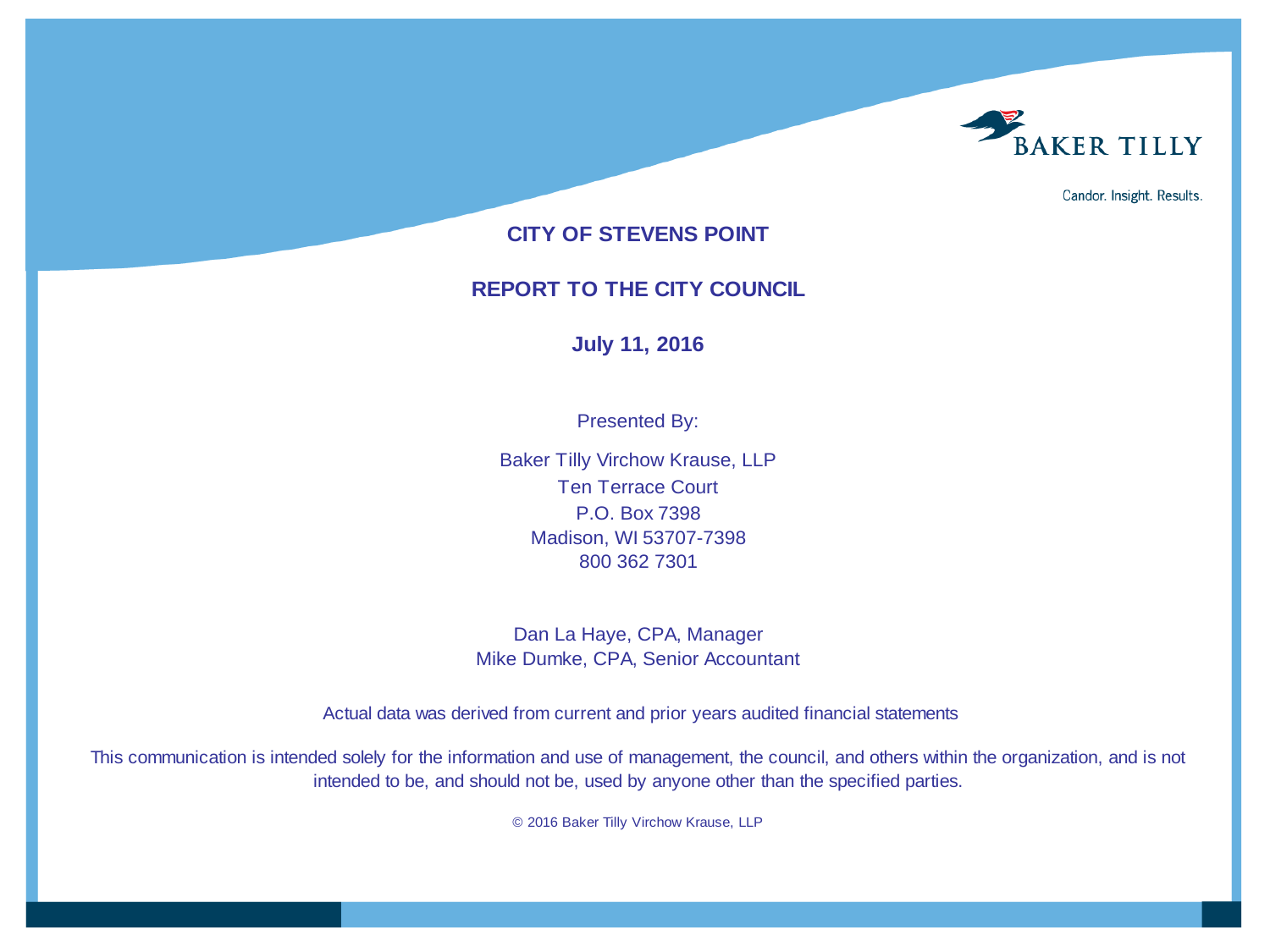BAKER TILLY

Candor. Insight. Results.

# CITY OF STEVENS POINT

## REPORT TO THE CITY COUNCIL

**July 11, 2016**

Presented By:

Baker Tilly Virchow Krause, LLP
Ten Terrace Court
P.O. Box 7398
Madison, WI 53707-7398
800 362 7301

Dan La Haye, CPA, Manager
Mike Dumke, CPA, Senior Accountant

Actual data was derived from current and prior years audited financial statements

This communication is intended solely for the information and use of management, the council, and others within the organization, and is not intended to be, and should not be, used by anyone other than the specified parties.

© 2016 Baker Tilly Virchow Krause, LLP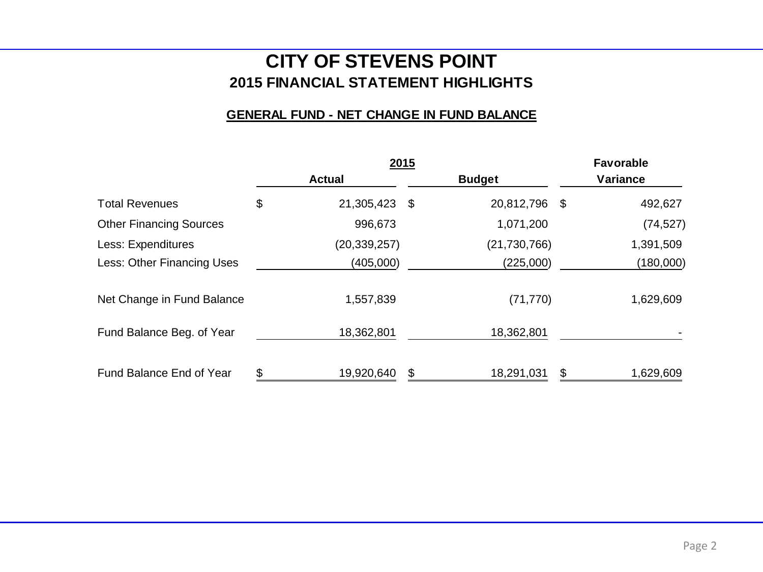# CITY OF STEVENS POINT

## 2015 FINANCIAL STATEMENT HIGHLIGHTS

### GENERAL FUND - NET CHANGE IN FUND BALANCE

| | 2015 | | Favorable |
|---|---|---|---|
| | Actual | Budget | Variance |
| Total Revenues | $ 21,305,423 | $ 20,812,796 | $ 492,627 |
| Other Financing Sources | 996,673 | 1,071,200 | (74,527) |
| Less: Expenditures | (20,339,257) | (21,730,766) | 1,391,509 |
| Less: Other Financing Uses | (405,000) | (225,000) | (180,000) |
| Net Change in Fund Balance | 1,557,839 | (71,770) | 1,629,609 |
| Fund Balance Beg. of Year | 18,362,801 | 18,362,801 | - |
| Fund Balance End of Year | $ 19,920,640 | $ 18,291,031 | $ 1,629,609 |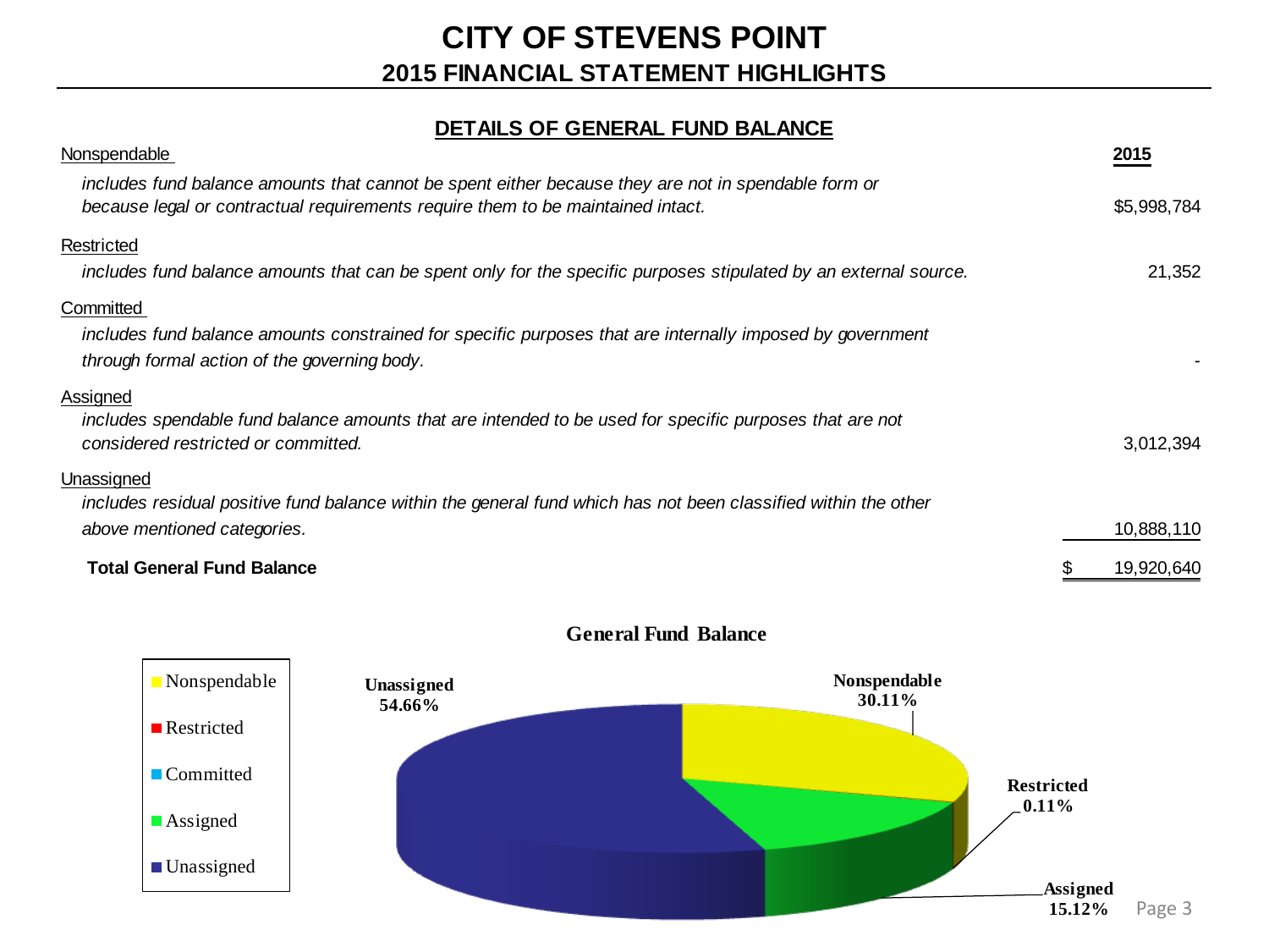# CITY OF STEVENS POINT

## 2015 FINANCIAL STATEMENT HIGHLIGHTS

### DETAILS OF GENERAL FUND BALANCE

| | 2015 |
|---|---|
| Nonspendable | |
| *includes fund balance amounts that cannot be spent either because they are not in spendable form or because legal or contractual requirements require them to be maintained intact.* | $5,998,784 |
| Restricted | |
| *includes fund balance amounts that can be spent only for the specific purposes stipulated by an external source.* | 21,352 |
| Committed | |
| *includes fund balance amounts constrained for specific purposes that are internally imposed by government through formal action of the governing body.* | - |
| Assigned | |
| *includes spendable fund balance amounts that are intended to be used for specific purposes that are not considered restricted or committed.* | 3,012,394 |
| Unassigned | |
| *includes residual positive fund balance within the general fund which has not been classified within the other above mentioned categories.* | 10,888,110 |
| **Total General Fund Balance** | $ 19,920,640 |

**General Fund Balance**

- Nonspendable: 30.11%
- Restricted: 0.11%
- Committed
- Assigned: 15.12%
- Unassigned: 54.66%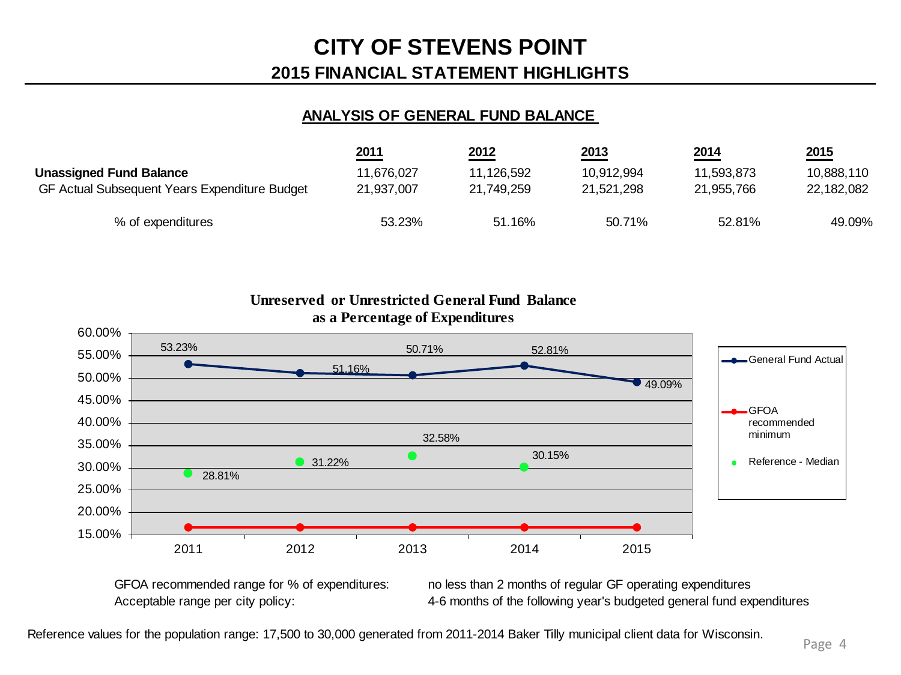# CITY OF STEVENS POINT

## 2015 FINANCIAL STATEMENT HIGHLIGHTS

### ANALYSIS OF GENERAL FUND BALANCE

| | 2011 | 2012 | 2013 | 2014 | 2015 |
|---|---|---|---|---|---|
| **Unassigned Fund Balance** | 11,676,027 | 11,126,592 | 10,912,994 | 11,593,873 | 10,888,110 |
| GF Actual Subsequent Years Expenditure Budget | 21,937,007 | 21,749,259 | 21,521,298 | 21,955,766 | 22,182,082 |
| % of expenditures | 53.23% | 51.16% | 50.71% | 52.81% | 49.09% |

**Unreserved or Unrestricted General Fund Balance as a Percentage of Expenditures**

| | 2011 | 2012 | 2013 | 2014 | 2015 |
|---|---|---|---|---|---|
| General Fund Actual | 53.23% | 51.16% | 50.71% | 52.81% | 49.09% |
| Reference - Median | 28.81% | 31.22% | 32.58% | 30.15% | |

GFOA recommended range for % of expenditures: no less than 2 months of regular GF operating expenditures

Acceptable range per city policy: 4-6 months of the following year's budgeted general fund expenditures

Reference values for the population range: 17,500 to 30,000 generated from 2011-2014 Baker Tilly municipal client data for Wisconsin.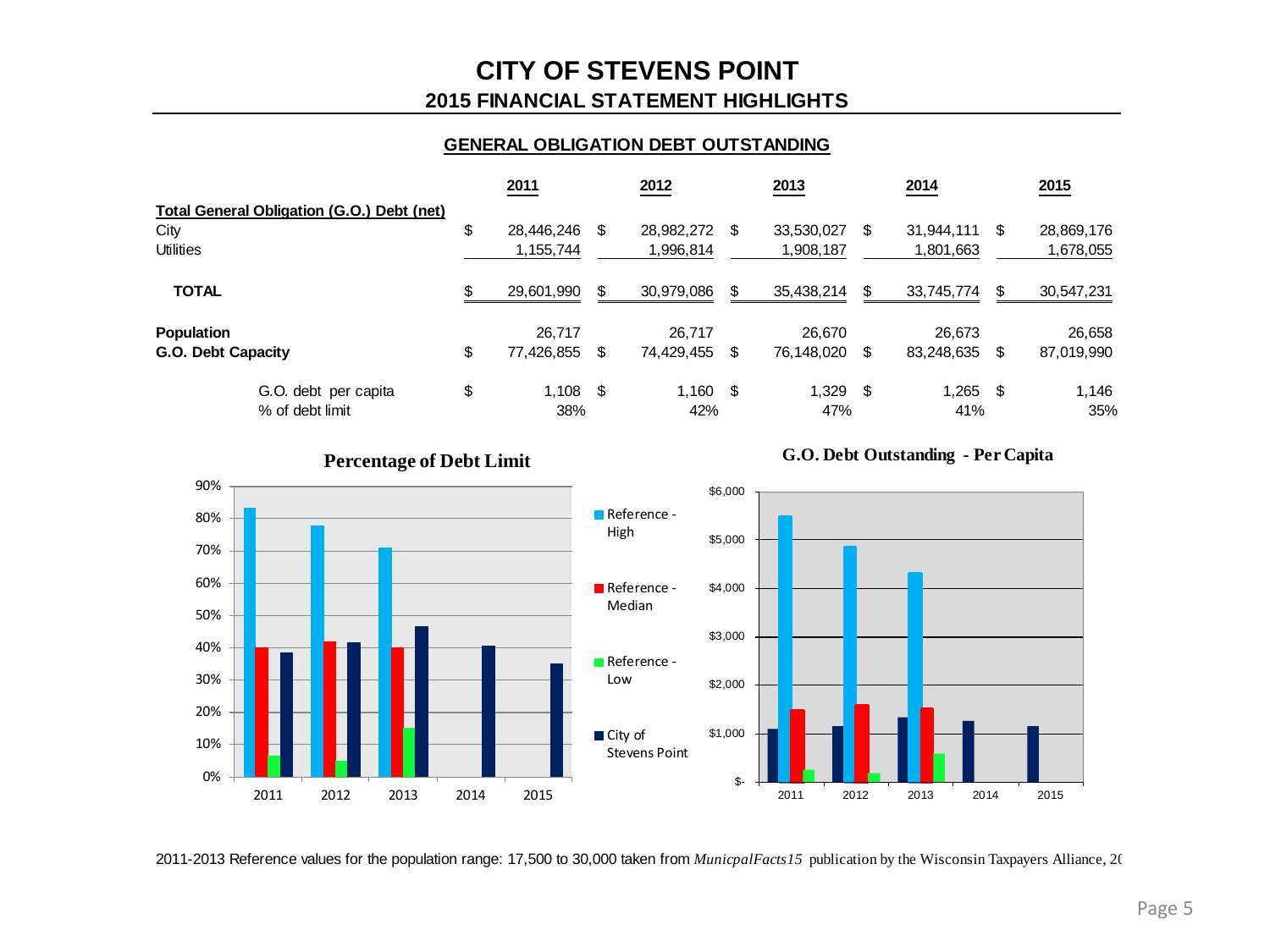# CITY OF STEVENS POINT

## 2015 FINANCIAL STATEMENT HIGHLIGHTS

### GENERAL OBLIGATION DEBT OUTSTANDING

| | 2011 | 2012 | 2013 | 2014 | 2015 |
|---|---|---|---|---|---|
| **Total General Obligation (G.O.) Debt (net)** | | | | | |
| City | $ 28,446,246 | $ 28,982,272 | $ 33,530,027 | $ 31,944,111 | $ 28,869,176 |
| Utilities | 1,155,744 | 1,996,814 | 1,908,187 | 1,801,663 | 1,678,055 |
| **TOTAL** | $ 29,601,990 | $ 30,979,086 | $ 35,438,214 | $ 33,745,774 | $ 30,547,231 |
| **Population** | 26,717 | 26,717 | 26,670 | 26,673 | 26,658 |
| **G.O. Debt Capacity** | $ 77,426,855 | $ 74,429,455 | $ 76,148,020 | $ 83,248,635 | $ 87,019,990 |
| G.O. debt per capita | $ 1,108 | $ 1,160 | $ 1,329 | $ 1,265 | $ 1,146 |
| % of debt limit | 38% | 42% | 47% | 41% | 35% |

**Percentage of Debt Limit**

**G.O. Debt Outstanding - Per Capita**

2011-2013 Reference values for the population range: 17,500 to 30,000 taken from *MunicpalFacts15* publication by the Wisconsin Taxpayers Alliance, 20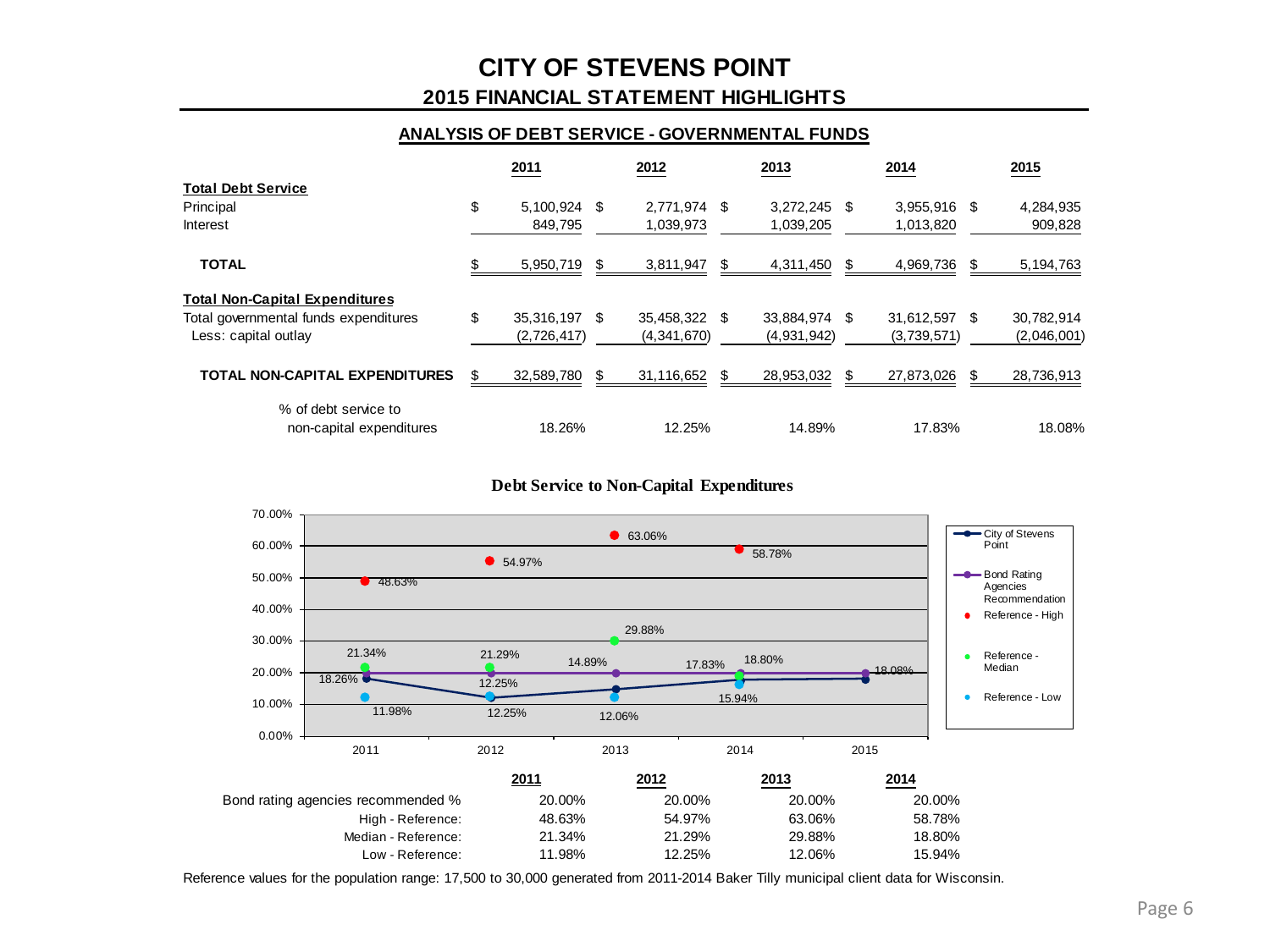# CITY OF STEVENS POINT

## 2015 FINANCIAL STATEMENT HIGHLIGHTS

### ANALYSIS OF DEBT SERVICE - GOVERNMENTAL FUNDS

| | 2011 | 2012 | 2013 | 2014 | 2015 |
|---|---|---|---|---|---|
| **Total Debt Service** | | | | | |
| Principal | $ 5,100,924 | $ 2,771,974 | $ 3,272,245 | $ 3,955,916 | $ 4,284,935 |
| Interest | 849,795 | 1,039,973 | 1,039,205 | 1,013,820 | 909,828 |
| **TOTAL** | $ 5,950,719 | $ 3,811,947 | $ 4,311,450 | $ 4,969,736 | $ 5,194,763 |
| **Total Non-Capital Expenditures** | | | | | |
| Total governmental funds expenditures | $ 35,316,197 | $ 35,458,322 | $ 33,884,974 | $ 31,612,597 | $ 30,782,914 |
| Less: capital outlay | (2,726,417) | (4,341,670) | (4,931,942) | (3,739,571) | (2,046,001) |
| **TOTAL NON-CAPITAL EXPENDITURES** | $ 32,589,780 | $ 31,116,652 | $ 28,953,032 | $ 27,873,026 | $ 28,736,913 |
| % of debt service to non-capital expenditures | 18.26% | 12.25% | 14.89% | 17.83% | 18.08% |

**Debt Service to Non-Capital Expenditures**

| | 2011 | 2012 | 2013 | 2014 |
|---|---|---|---|---|
| Bond rating agencies recommended % | 20.00% | 20.00% | 20.00% | 20.00% |
| High - Reference: | 48.63% | 54.97% | 63.06% | 58.78% |
| Median - Reference: | 21.34% | 21.29% | 29.88% | 18.80% |
| Low - Reference: | 11.98% | 12.25% | 12.06% | 15.94% |

Reference values for the population range: 17,500 to 30,000 generated from 2011-2014 Baker Tilly municipal client data for Wisconsin.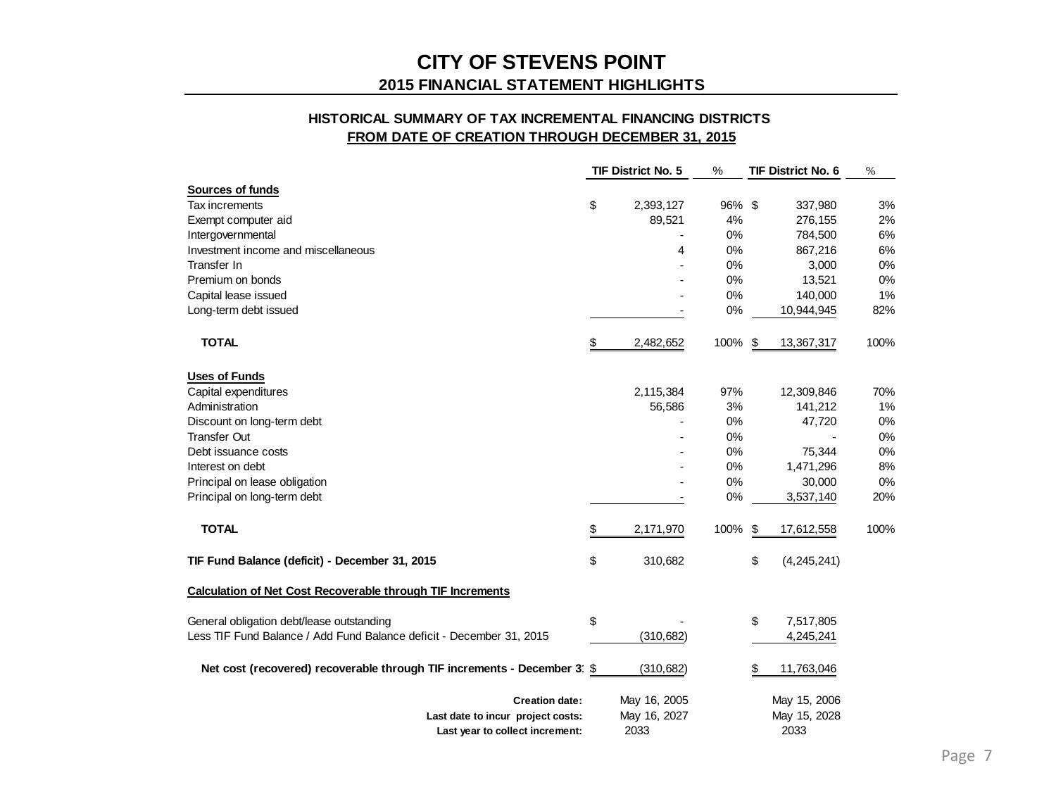# CITY OF STEVENS POINT

## 2015 FINANCIAL STATEMENT HIGHLIGHTS

### HISTORICAL SUMMARY OF TAX INCREMENTAL FINANCING DISTRICTS FROM DATE OF CREATION THROUGH DECEMBER 31, 2015

| | TIF District No. 5 | % | TIF District No. 6 | % |
|---|---|---|---|---|
| **Sources of funds** | | | | |
| Tax increments | $ 2,393,127 | 96% | $ 337,980 | 3% |
| Exempt computer aid | 89,521 | 4% | 276,155 | 2% |
| Intergovernmental | - | 0% | 784,500 | 6% |
| Investment income and miscellaneous | 4 | 0% | 867,216 | 6% |
| Transfer In | - | 0% | 3,000 | 0% |
| Premium on bonds | - | 0% | 13,521 | 0% |
| Capital lease issued | - | 0% | 140,000 | 1% |
| Long-term debt issued | - | 0% | 10,944,945 | 82% |
| **TOTAL** | $ 2,482,652 | 100% | $ 13,367,317 | 100% |
| **Uses of Funds** | | | | |
| Capital expenditures | 2,115,384 | 97% | 12,309,846 | 70% |
| Administration | 56,586 | 3% | 141,212 | 1% |
| Discount on long-term debt | - | 0% | 47,720 | 0% |
| Transfer Out | - | 0% | - | 0% |
| Debt issuance costs | - | 0% | 75,344 | 0% |
| Interest on debt | - | 0% | 1,471,296 | 8% |
| Principal on lease obligation | - | 0% | 30,000 | 0% |
| Principal on long-term debt | - | 0% | 3,537,140 | 20% |
| **TOTAL** | $ 2,171,970 | 100% | $ 17,612,558 | 100% |
| **TIF Fund Balance (deficit) - December 31, 2015** | $ 310,682 | | $ (4,245,241) | |
| **Calculation of Net Cost Recoverable through TIF Increments** | | | | |
| General obligation debt/lease outstanding | $ - | | $ 7,517,805 | |
| Less TIF Fund Balance / Add Fund Balance deficit - December 31, 2015 | (310,682) | | 4,245,241 | |
| **Net cost (recovered) recoverable through TIF increments - December 31** | $ (310,682) | | $ 11,763,046 | |
| **Creation date:** | May 16, 2005 | | May 15, 2006 | |
| **Last date to incur project costs:** | May 16, 2027 | | May 15, 2028 | |
| **Last year to collect increment:** | 2033 | | 2033 | |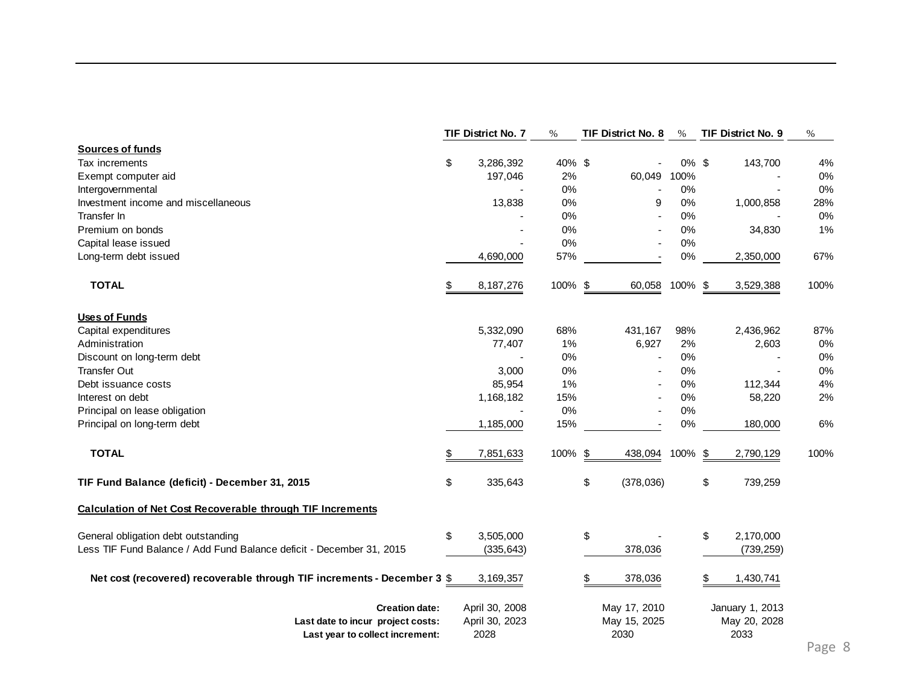| | TIF District No. 7 | % | TIF District No. 8 | % | TIF District No. 9 | % |
|---|---|---|---|---|---|---|
| **Sources of funds** | | | | | | |
| Tax increments | $ 3,286,392 | 40% | $ - | 0% | $ 143,700 | 4% |
| Exempt computer aid | 197,046 | 2% | 60,049 | 100% | - | 0% |
| Intergovernmental | - | 0% | - | 0% | - | 0% |
| Investment income and miscellaneous | 13,838 | 0% | 9 | 0% | 1,000,858 | 28% |
| Transfer In | - | 0% | - | 0% | - | 0% |
| Premium on bonds | - | 0% | - | 0% | 34,830 | 1% |
| Capital lease issued | - | 0% | - | 0% | | |
| Long-term debt issued | 4,690,000 | 57% | - | 0% | 2,350,000 | 67% |
| **TOTAL** | $ 8,187,276 | 100% | $ 60,058 | 100% | $ 3,529,388 | 100% |
| **Uses of Funds** | | | | | | |
| Capital expenditures | 5,332,090 | 68% | 431,167 | 98% | 2,436,962 | 87% |
| Administration | 77,407 | 1% | 6,927 | 2% | 2,603 | 0% |
| Discount on long-term debt | - | 0% | - | 0% | - | 0% |
| Transfer Out | 3,000 | 0% | - | 0% | - | 0% |
| Debt issuance costs | 85,954 | 1% | - | 0% | 112,344 | 4% |
| Interest on debt | 1,168,182 | 15% | - | 0% | 58,220 | 2% |
| Principal on lease obligation | - | 0% | - | 0% | | |
| Principal on long-term debt | 1,185,000 | 15% | - | 0% | 180,000 | 6% |
| **TOTAL** | $ 7,851,633 | 100% | $ 438,094 | 100% | $ 2,790,129 | 100% |
| **TIF Fund Balance (deficit) - December 31, 2015** | $ 335,643 | | $ (378,036) | | $ 739,259 | |
| **Calculation of Net Cost Recoverable through TIF Increments** | | | | | | |
| General obligation debt outstanding | $ 3,505,000 | | $ - | | $ 2,170,000 | |
| Less TIF Fund Balance / Add Fund Balance deficit - December 31, 2015 | (335,643) | | 378,036 | | (739,259) | |
| **Net cost (recovered) recoverable through TIF increments - December 3** | $ 3,169,357 | | $ 378,036 | | $ 1,430,741 | |
| **Creation date:** | April 30, 2008 | | May 17, 2010 | | January 1, 2013 | |
| **Last date to incur project costs:** | April 30, 2023 | | May 15, 2025 | | May 20, 2028 | |
| **Last year to collect increment:** | 2028 | | 2030 | | 2033 | |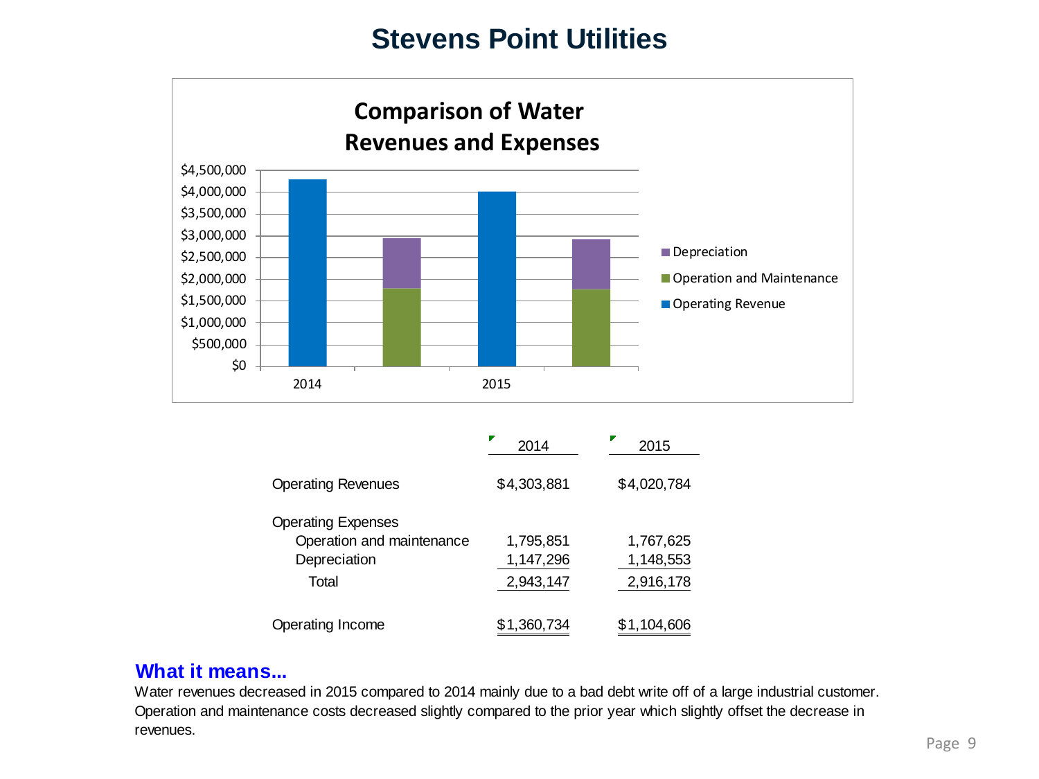# Stevens Point Utilities

## Comparison of Water Revenues and Expenses

| | 2014 | 2015 |
|---|---|---|
| Operating Revenues | $4,303,881 | $4,020,784 |
| Operating Expenses | | |
| Operation and maintenance | 1,795,851 | 1,767,625 |
| Depreciation | 1,147,296 | 1,148,553 |
| Total | 2,943,147 | 2,916,178 |
| Operating Income | $1,360,734 | $1,104,606 |

### What it means...

Water revenues decreased in 2015 compared to 2014 mainly due to a bad debt write off of a large industrial customer. Operation and maintenance costs decreased slightly compared to the prior year which slightly offset the decrease in revenues.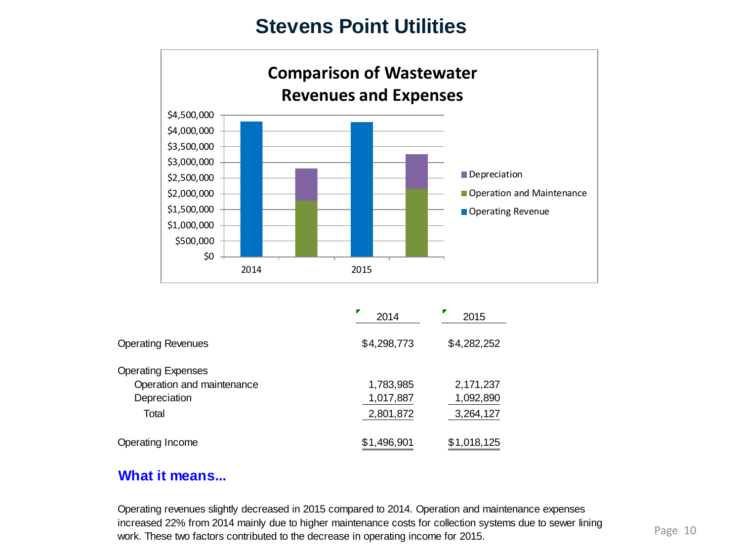# Stevens Point Utilities

## Comparison of Wastewater Revenues and Expenses

| | 2014 | 2015 |
|---|---|---|
| Operating Revenues | $4,298,773 | $4,282,252 |
| Operating Expenses | | |
| Operation and maintenance | 1,783,985 | 2,171,237 |
| Depreciation | 1,017,887 | 1,092,890 |
| Total | 2,801,872 | 3,264,127 |
| Operating Income | $1,496,901 | $1,018,125 |

### What it means...

Operating revenues slightly decreased in 2015 compared to 2014. Operation and maintenance expenses increased 22% from 2014 mainly due to higher maintenance costs for collection systems due to sewer lining work. These two factors contributed to the decrease in operating income for 2015.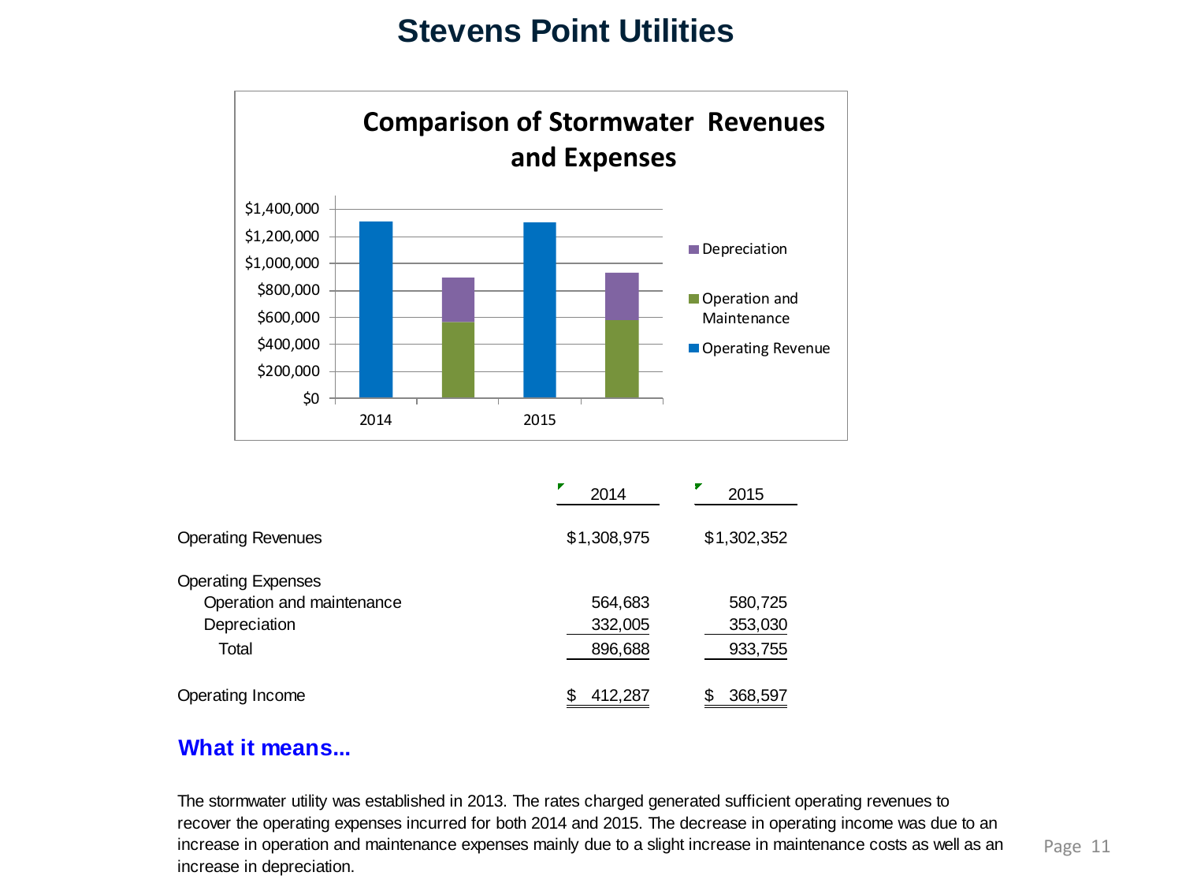# Stevens Point Utilities

## Comparison of Stormwater Revenues and Expenses

| | 2014 | 2015 |
|---|---|---|
| Operating Revenues | $1,308,975 | $1,302,352 |
| Operating Expenses | | |
| Operation and maintenance | 564,683 | 580,725 |
| Depreciation | 332,005 | 353,030 |
| Total | 896,688 | 933,755 |
| Operating Income | $ 412,287 | $ 368,597 |

### What it means...

The stormwater utility was established in 2013. The rates charged generated sufficient operating revenues to recover the operating expenses incurred for both 2014 and 2015. The decrease in operating income was due to an increase in operation and maintenance expenses mainly due to a slight increase in maintenance costs as well as an increase in depreciation.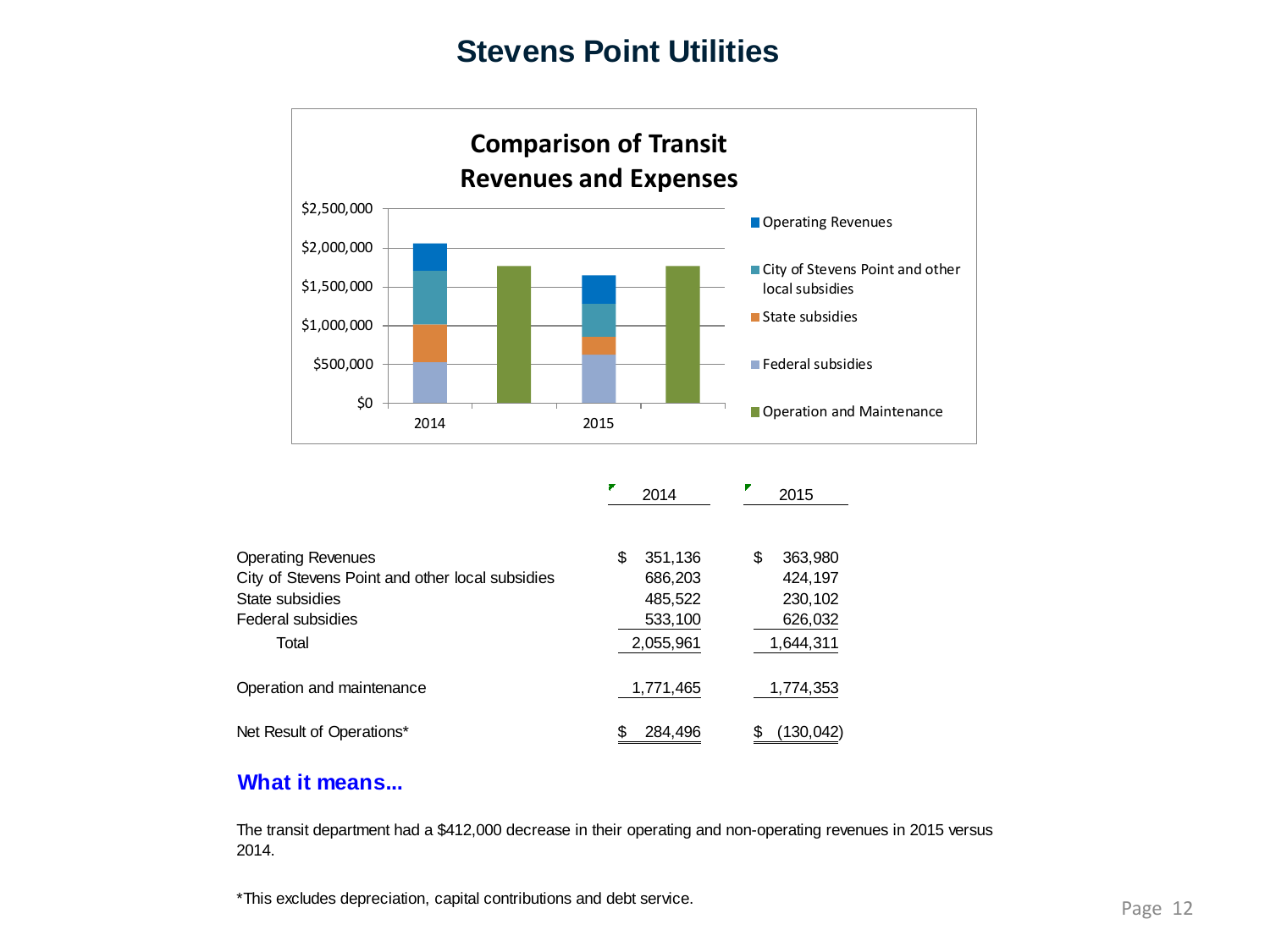# Stevens Point Utilities

|  | 2014 | 2015 |
|---|---|---|
| Operating Revenues | $ 351,136 | $ 363,980 |
| City of Stevens Point and other local subsidies | 686,203 | 424,197 |
| State subsidies | 485,522 | 230,102 |
| Federal subsidies | 533,100 | 626,032 |
| Total | 2,055,961 | 1,644,311 |
| Operation and maintenance | 1,771,465 | 1,774,353 |
| Net Result of Operations* | $ 284,496 | $ (130,042) |

## What it means...

The transit department had a $412,000 decrease in their operating and non-operating revenues in 2015 versus 2014.

*This excludes depreciation, capital contributions and debt service.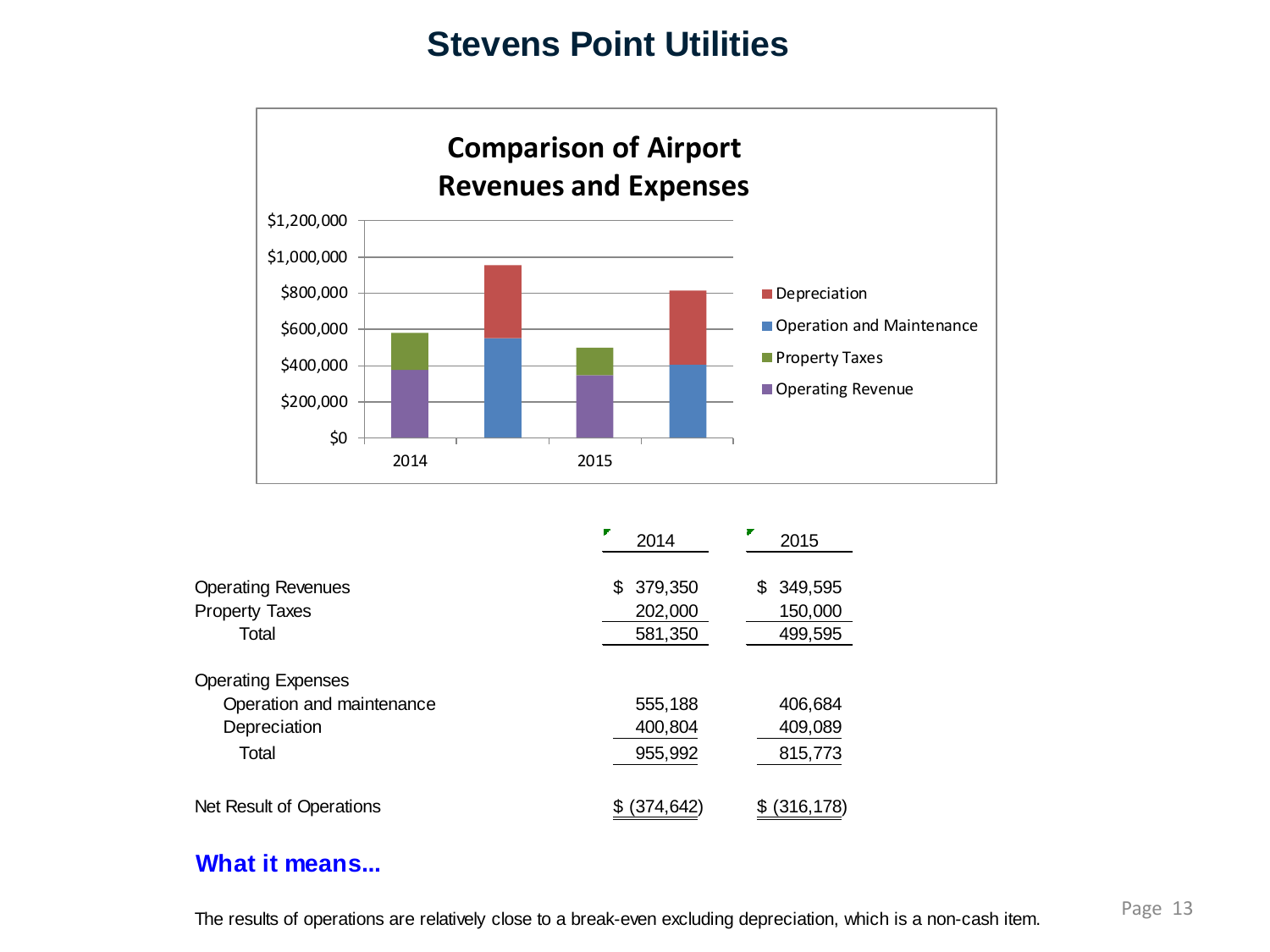# Stevens Point Utilities

**Comparison of Airport Revenues and Expenses**

| | 2014 | 2015 |
|---|---|---|
| Operating Revenues | $ 379,350 | $ 349,595 |
| Property Taxes | 202,000 | 150,000 |
| Total | 581,350 | 499,595 |
| | | |
| Operating Expenses | | |
| Operation and maintenance | 555,188 | 406,684 |
| Depreciation | 400,804 | 409,089 |
| Total | 955,992 | 815,773 |
| | | |
| Net Result of Operations | $ (374,642) | $ (316,178) |

## What it means...

The results of operations are relatively close to a break-even excluding depreciation, which is a non-cash item.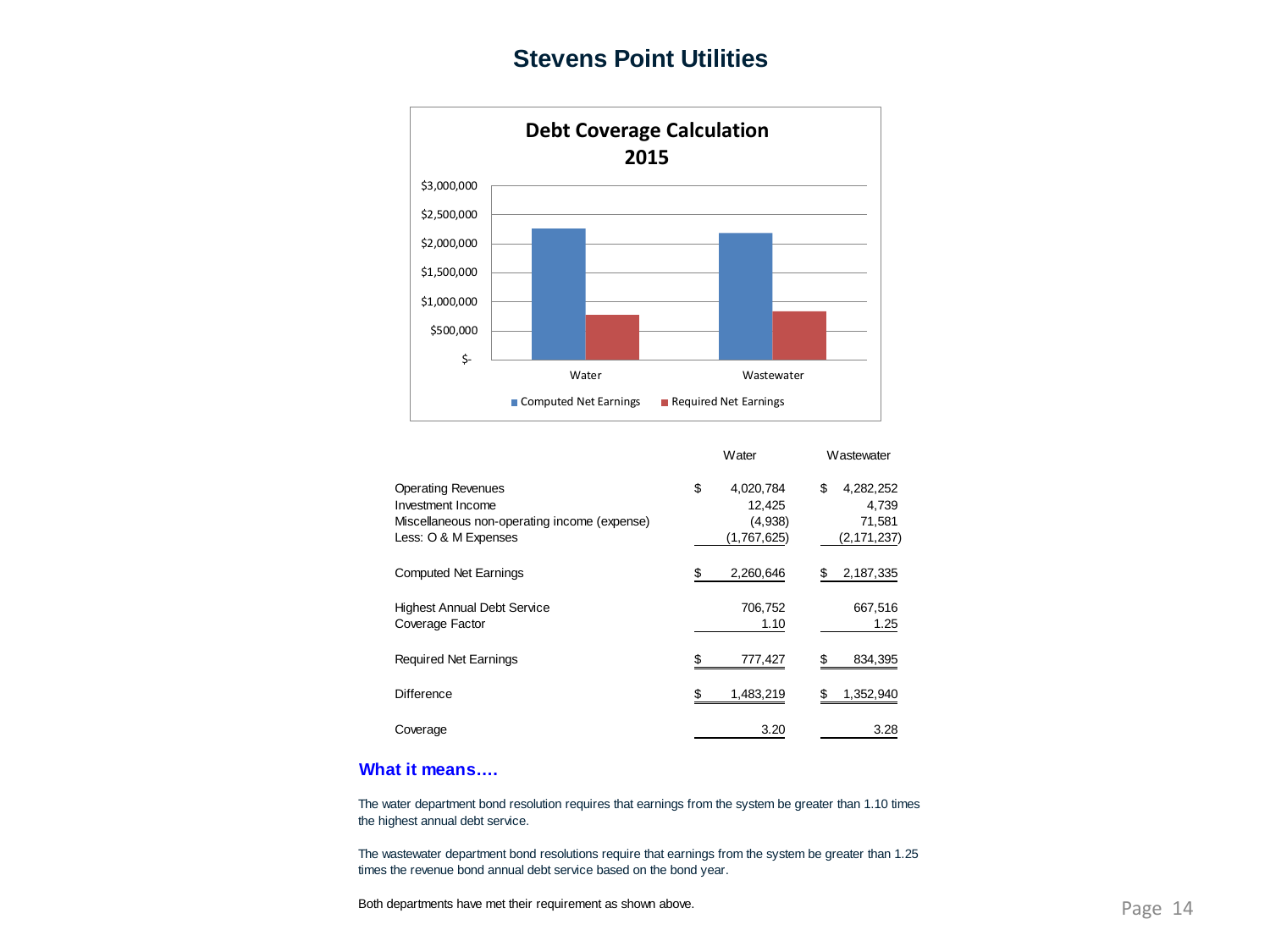# Stevens Point Utilities

**Debt Coverage Calculation 2015**

| | Computed Net Earnings | Required Net Earnings |
|---|---|---|
| Water | | |
| Wastewater | | |

| | Water | Wastewater |
|---|---|---|
| Operating Revenues | $ 4,020,784 | $ 4,282,252 |
| Investment Income | 12,425 | 4,739 |
| Miscellaneous non-operating income (expense) | (4,938) | 71,581 |
| Less: O & M Expenses | (1,767,625) | (2,171,237) |
| Computed Net Earnings | $ 2,260,646 | $ 2,187,335 |
| Highest Annual Debt Service | 706,752 | 667,516 |
| Coverage Factor | 1.10 | 1.25 |
| Required Net Earnings | $ 777,427 | $ 834,395 |
| Difference | $ 1,483,219 | $ 1,352,940 |
| Coverage | 3.20 | 3.28 |

### What it means….

The water department bond resolution requires that earnings from the system be greater than 1.10 times the highest annual debt service.

The wastewater department bond resolutions require that earnings from the system be greater than 1.25 times the revenue bond annual debt service based on the bond year.

Both departments have met their requirement as shown above.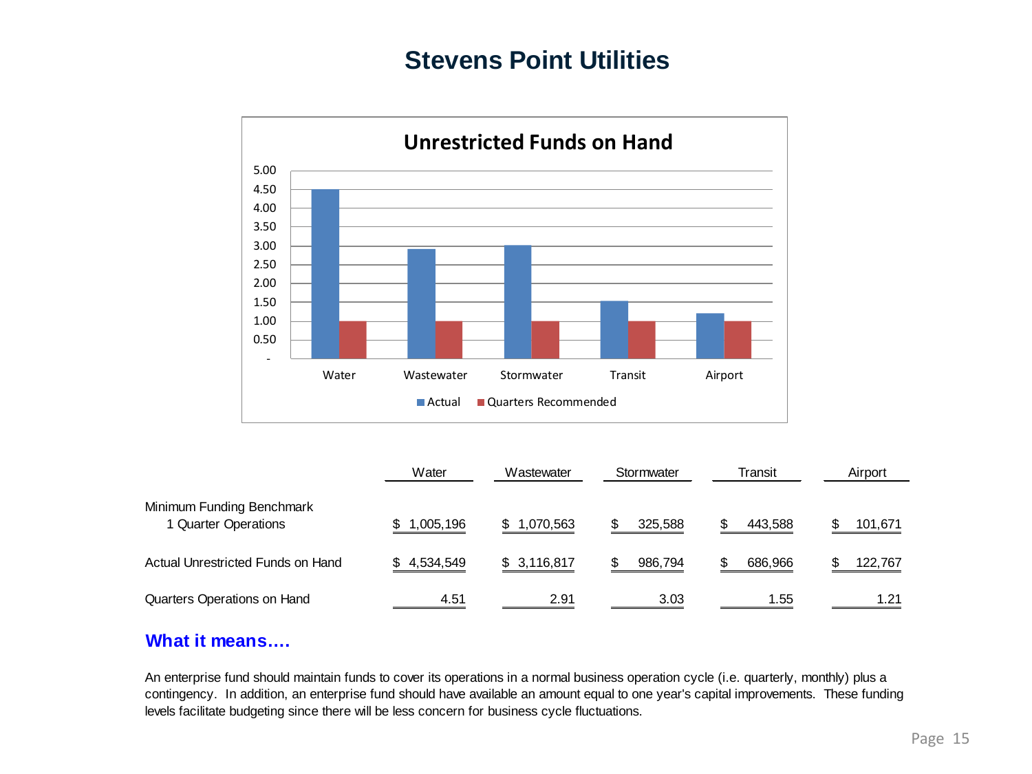# Stevens Point Utilities

Unrestricted Funds on Hand

5.00
4.50
4.00
3.50
3.00
2.50
2.00
1.50
1.00
0.50
-

Water
Wastewater
Stormwater
Transit
Airport

Actual
Quarters Recommended

| | Water | Wastewater | Stormwater | Transit | Airport |
|---|---|---|---|---|---|
| Minimum Funding Benchmark<br>1 Quarter Operations | $ 1,005,196 | $ 1,070,563 | $ 325,588 | $ 443,588 | $ 101,671 |
| Actual Unrestricted Funds on Hand | $ 4,534,549 | $ 3,116,817 | $ 986,794 | $ 686,966 | $ 122,767 |
| Quarters Operations on Hand | 4.51 | 2.91 | 3.03 | 1.55 | 1.21 |

## What it means….

An enterprise fund should maintain funds to cover its operations in a normal business operation cycle (i.e. quarterly, monthly) plus a contingency. In addition, an enterprise fund should have available an amount equal to one year's capital improvements. These funding levels facilitate budgeting since there will be less concern for business cycle fluctuations.